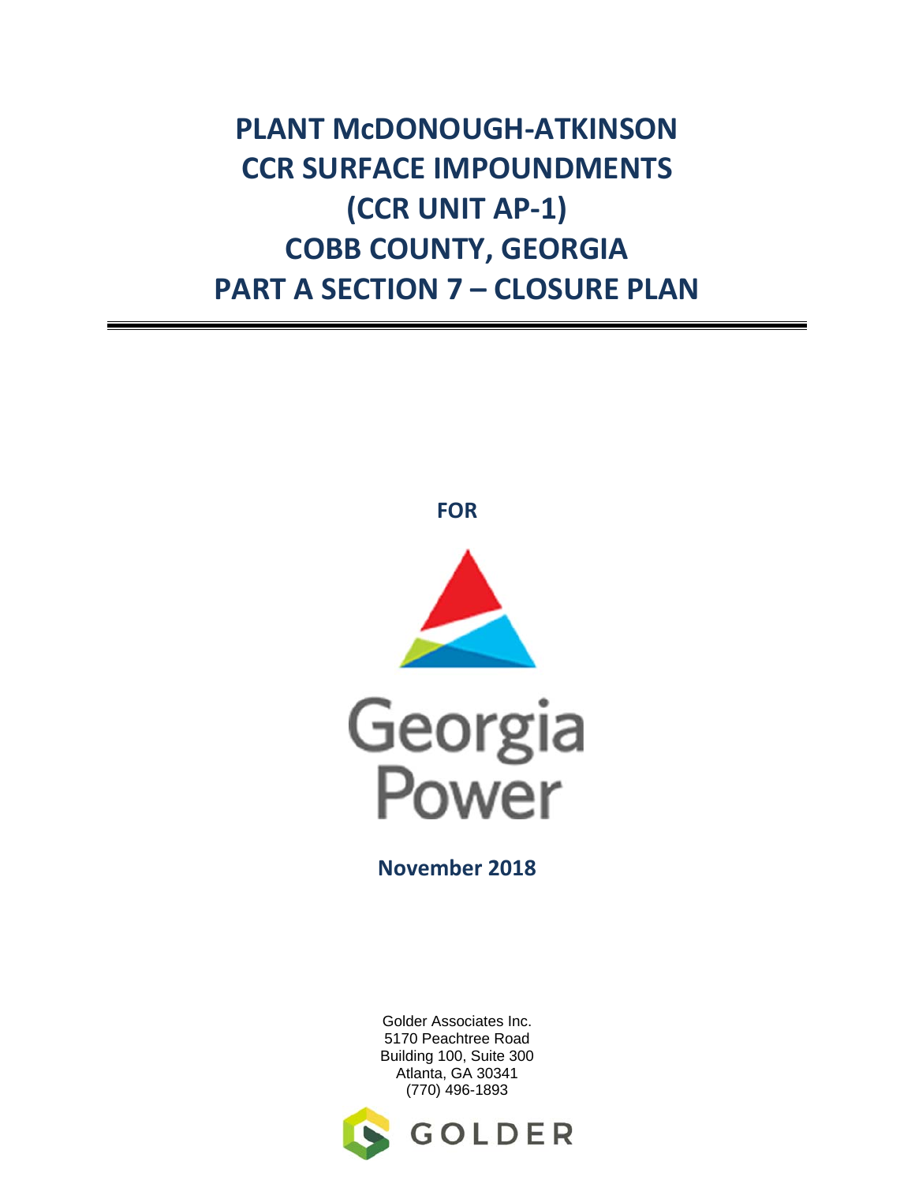# PLANT McDONOUGH-ATKINSON CCR SURFACE IMPOUNDMENTS (CCR UNIT AP-1) COBB COUNTY, GEORGIA PART A SECTION 7 – CLOSURE PLAN

**FOR**

Georgia Power

**November 2018**

Golder Associates Inc.
5170 Peachtree Road
Building 100, Suite 300
Atlanta, GA 30341
(770) 496-1893

GOLDER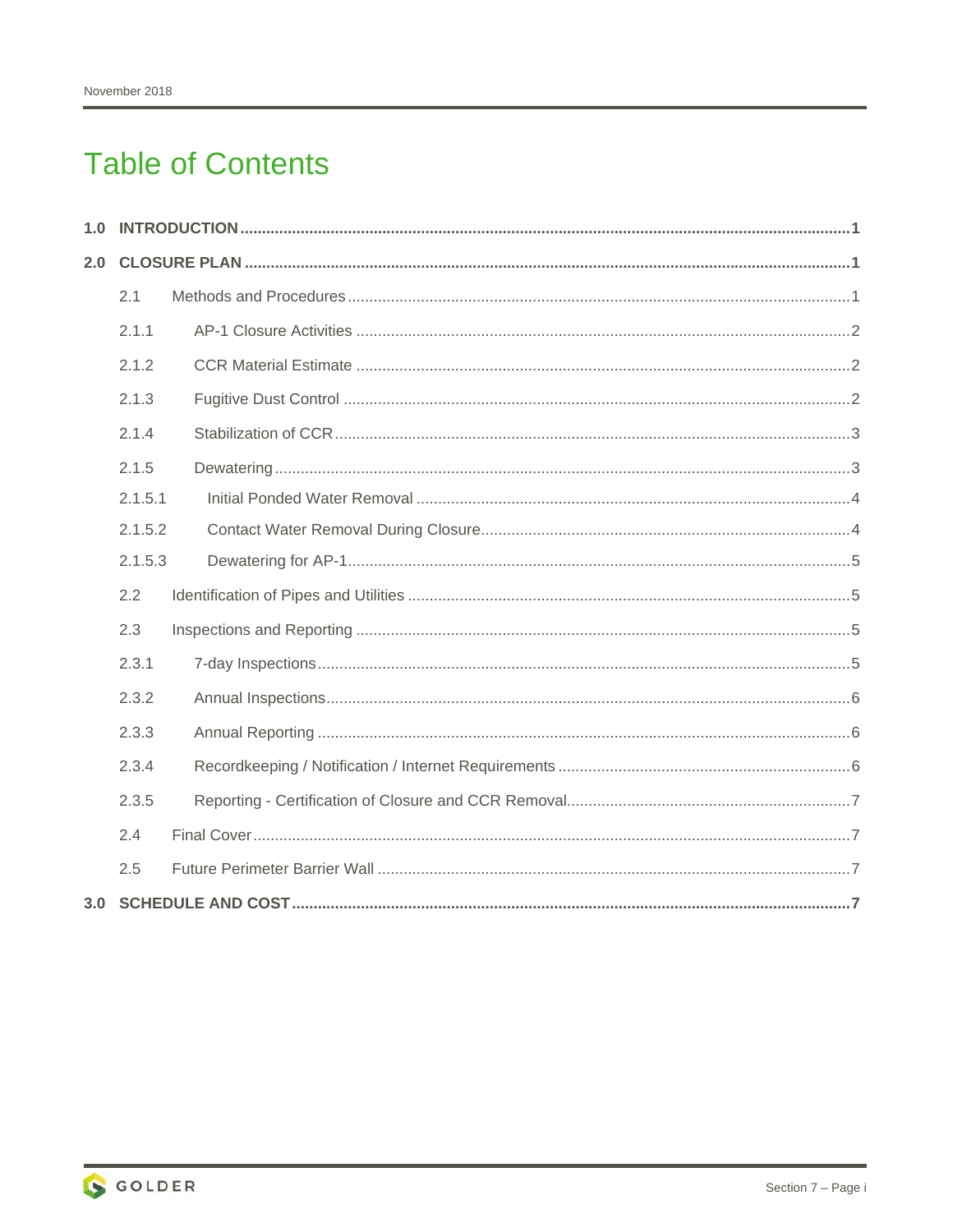# Table of Contents

**1.0 INTRODUCTION** ..... **1**

**2.0 CLOSURE PLAN** ..... **1**

- 2.1 Methods and Procedures ..... 1
  - 2.1.1 AP-1 Closure Activities ..... 2
  - 2.1.2 CCR Material Estimate ..... 2
  - 2.1.3 Fugitive Dust Control ..... 2
  - 2.1.4 Stabilization of CCR ..... 3
  - 2.1.5 Dewatering ..... 3
    - 2.1.5.1 Initial Ponded Water Removal ..... 4
    - 2.1.5.2 Contact Water Removal During Closure ..... 4
    - 2.1.5.3 Dewatering for AP-1 ..... 5
- 2.2 Identification of Pipes and Utilities ..... 5
- 2.3 Inspections and Reporting ..... 5
  - 2.3.1 7-day Inspections ..... 5
  - 2.3.2 Annual Inspections ..... 6
  - 2.3.3 Annual Reporting ..... 6
  - 2.3.4 Recordkeeping / Notification / Internet Requirements ..... 6
  - 2.3.5 Reporting - Certification of Closure and CCR Removal ..... 7
- 2.4 Final Cover ..... 7
- 2.5 Future Perimeter Barrier Wall ..... 7

**3.0 SCHEDULE AND COST** ..... **7**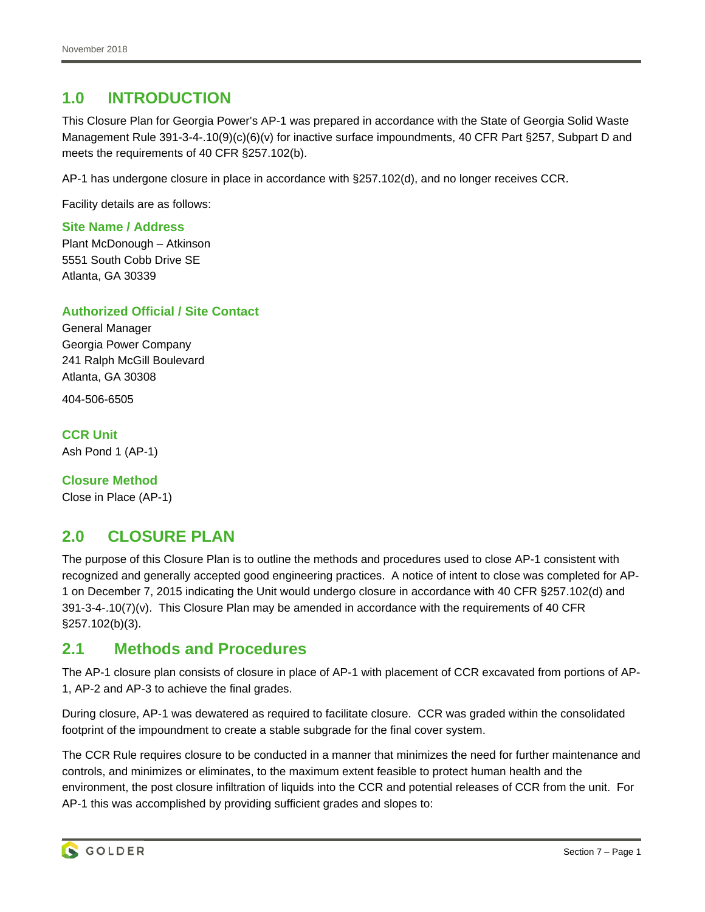# 1.0 INTRODUCTION

This Closure Plan for Georgia Power's AP-1 was prepared in accordance with the State of Georgia Solid Waste Management Rule 391-3-4-.10(9)(c)(6)(v) for inactive surface impoundments, 40 CFR Part §257, Subpart D and meets the requirements of 40 CFR §257.102(b).

AP-1 has undergone closure in place in accordance with §257.102(d), and no longer receives CCR.

Facility details are as follows:

### Site Name / Address

Plant McDonough – Atkinson
5551 South Cobb Drive SE
Atlanta, GA 30339

### Authorized Official / Site Contact

General Manager
Georgia Power Company
241 Ralph McGill Boulevard
Atlanta, GA 30308

404-506-6505

### CCR Unit

Ash Pond 1 (AP-1)

### Closure Method

Close in Place (AP-1)

# 2.0 CLOSURE PLAN

The purpose of this Closure Plan is to outline the methods and procedures used to close AP-1 consistent with recognized and generally accepted good engineering practices. A notice of intent to close was completed for AP-1 on December 7, 2015 indicating the Unit would undergo closure in accordance with 40 CFR §257.102(d) and 391-3-4-.10(7)(v). This Closure Plan may be amended in accordance with the requirements of 40 CFR §257.102(b)(3).

## 2.1 Methods and Procedures

The AP-1 closure plan consists of closure in place of AP-1 with placement of CCR excavated from portions of AP-1, AP-2 and AP-3 to achieve the final grades.

During closure, AP-1 was dewatered as required to facilitate closure. CCR was graded within the consolidated footprint of the impoundment to create a stable subgrade for the final cover system.

The CCR Rule requires closure to be conducted in a manner that minimizes the need for further maintenance and controls, and minimizes or eliminates, to the maximum extent feasible to protect human health and the environment, the post closure infiltration of liquids into the CCR and potential releases of CCR from the unit. For AP-1 this was accomplished by providing sufficient grades and slopes to: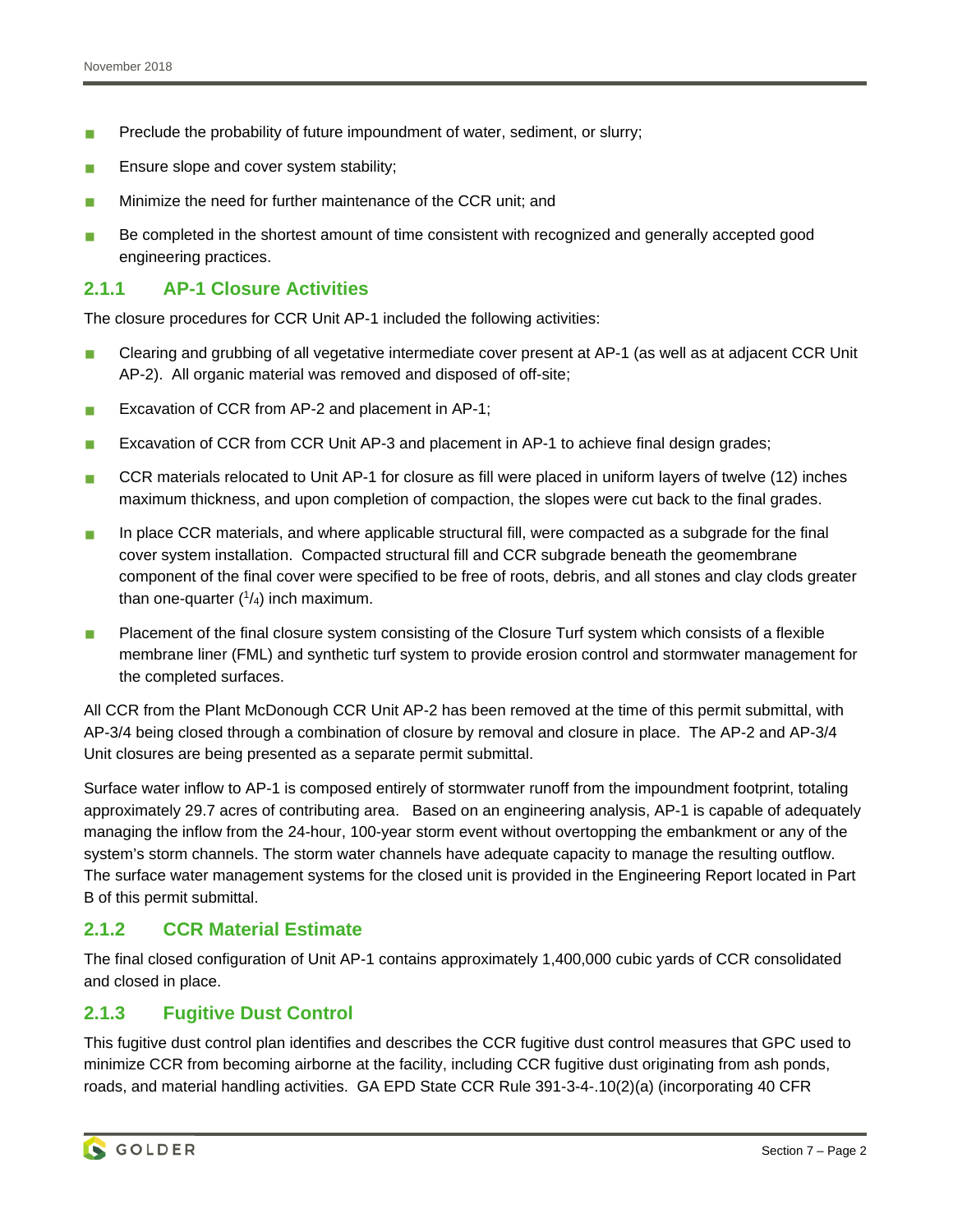- Preclude the probability of future impoundment of water, sediment, or slurry;
- Ensure slope and cover system stability;
- Minimize the need for further maintenance of the CCR unit; and
- Be completed in the shortest amount of time consistent with recognized and generally accepted good engineering practices.

### 2.1.1 AP-1 Closure Activities

The closure procedures for CCR Unit AP-1 included the following activities:

- Clearing and grubbing of all vegetative intermediate cover present at AP-1 (as well as at adjacent CCR Unit AP-2). All organic material was removed and disposed of off-site;
- Excavation of CCR from AP-2 and placement in AP-1;
- Excavation of CCR from CCR Unit AP-3 and placement in AP-1 to achieve final design grades;
- CCR materials relocated to Unit AP-1 for closure as fill were placed in uniform layers of twelve (12) inches maximum thickness, and upon completion of compaction, the slopes were cut back to the final grades.
- In place CCR materials, and where applicable structural fill, were compacted as a subgrade for the final cover system installation. Compacted structural fill and CCR subgrade beneath the geomembrane component of the final cover were specified to be free of roots, debris, and all stones and clay clods greater than one-quarter ($^1/_4$) inch maximum.
- Placement of the final closure system consisting of the Closure Turf system which consists of a flexible membrane liner (FML) and synthetic turf system to provide erosion control and stormwater management for the completed surfaces.

All CCR from the Plant McDonough CCR Unit AP-2 has been removed at the time of this permit submittal, with AP-3/4 being closed through a combination of closure by removal and closure in place. The AP-2 and AP-3/4 Unit closures are being presented as a separate permit submittal.

Surface water inflow to AP-1 is composed entirely of stormwater runoff from the impoundment footprint, totaling approximately 29.7 acres of contributing area. Based on an engineering analysis, AP-1 is capable of adequately managing the inflow from the 24-hour, 100-year storm event without overtopping the embankment or any of the system's storm channels. The storm water channels have adequate capacity to manage the resulting outflow. The surface water management systems for the closed unit is provided in the Engineering Report located in Part B of this permit submittal.

### 2.1.2 CCR Material Estimate

The final closed configuration of Unit AP-1 contains approximately 1,400,000 cubic yards of CCR consolidated and closed in place.

### 2.1.3 Fugitive Dust Control

This fugitive dust control plan identifies and describes the CCR fugitive dust control measures that GPC used to minimize CCR from becoming airborne at the facility, including CCR fugitive dust originating from ash ponds, roads, and material handling activities. GA EPD State CCR Rule 391-3-4-.10(2)(a) (incorporating 40 CFR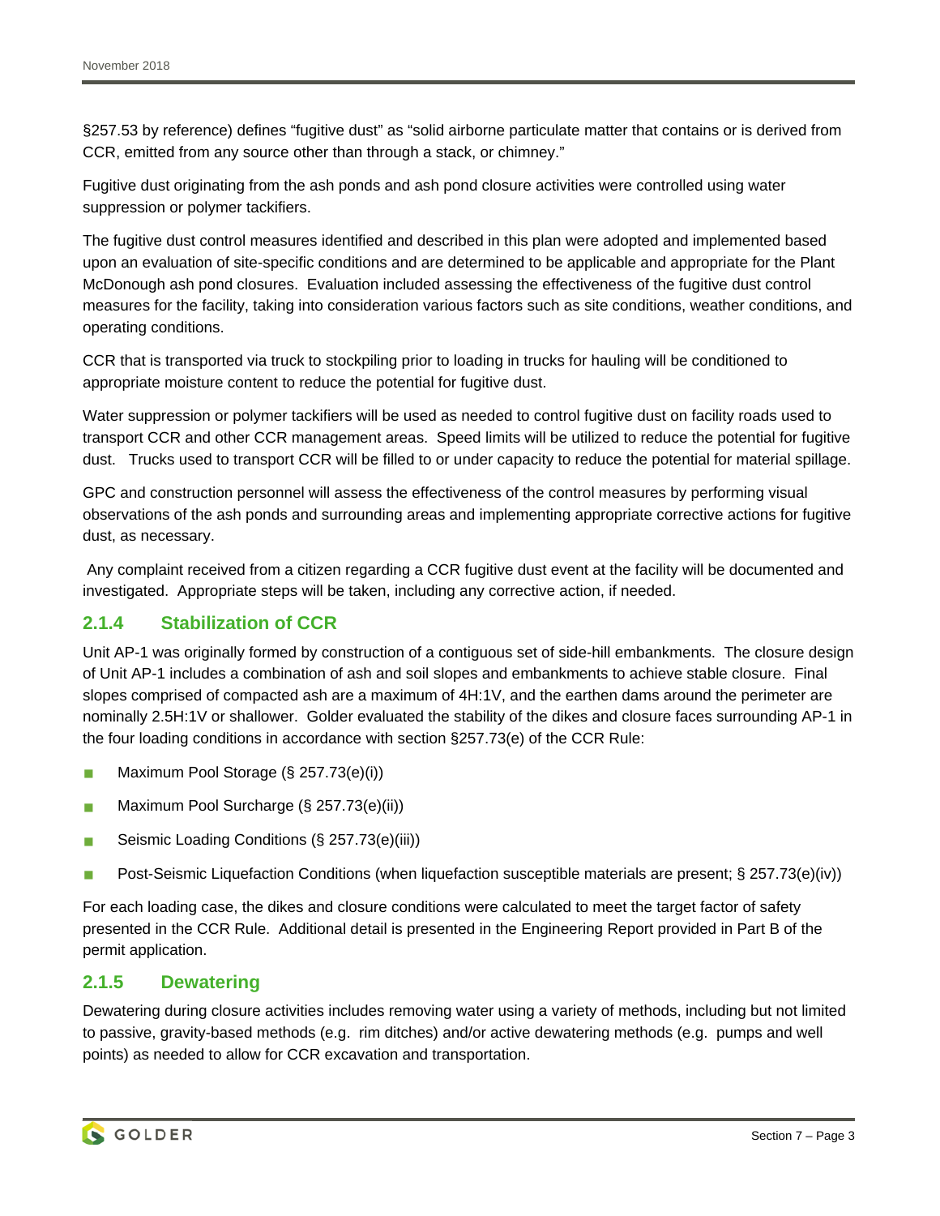§257.53 by reference) defines "fugitive dust" as "solid airborne particulate matter that contains or is derived from CCR, emitted from any source other than through a stack, or chimney."

Fugitive dust originating from the ash ponds and ash pond closure activities were controlled using water suppression or polymer tackifiers.

The fugitive dust control measures identified and described in this plan were adopted and implemented based upon an evaluation of site-specific conditions and are determined to be applicable and appropriate for the Plant McDonough ash pond closures. Evaluation included assessing the effectiveness of the fugitive dust control measures for the facility, taking into consideration various factors such as site conditions, weather conditions, and operating conditions.

CCR that is transported via truck to stockpiling prior to loading in trucks for hauling will be conditioned to appropriate moisture content to reduce the potential for fugitive dust.

Water suppression or polymer tackifiers will be used as needed to control fugitive dust on facility roads used to transport CCR and other CCR management areas. Speed limits will be utilized to reduce the potential for fugitive dust. Trucks used to transport CCR will be filled to or under capacity to reduce the potential for material spillage.

GPC and construction personnel will assess the effectiveness of the control measures by performing visual observations of the ash ponds and surrounding areas and implementing appropriate corrective actions for fugitive dust, as necessary.

Any complaint received from a citizen regarding a CCR fugitive dust event at the facility will be documented and investigated. Appropriate steps will be taken, including any corrective action, if needed.

### 2.1.4 Stabilization of CCR

Unit AP-1 was originally formed by construction of a contiguous set of side-hill embankments. The closure design of Unit AP-1 includes a combination of ash and soil slopes and embankments to achieve stable closure. Final slopes comprised of compacted ash are a maximum of 4H:1V, and the earthen dams around the perimeter are nominally 2.5H:1V or shallower. Golder evaluated the stability of the dikes and closure faces surrounding AP-1 in the four loading conditions in accordance with section §257.73(e) of the CCR Rule:

- Maximum Pool Storage (§ 257.73(e)(i))
- Maximum Pool Surcharge (§ 257.73(e)(ii))
- Seismic Loading Conditions (§ 257.73(e)(iii))
- Post-Seismic Liquefaction Conditions (when liquefaction susceptible materials are present; § 257.73(e)(iv))

For each loading case, the dikes and closure conditions were calculated to meet the target factor of safety presented in the CCR Rule. Additional detail is presented in the Engineering Report provided in Part B of the permit application.

### 2.1.5 Dewatering

Dewatering during closure activities includes removing water using a variety of methods, including but not limited to passive, gravity-based methods (e.g. rim ditches) and/or active dewatering methods (e.g. pumps and well points) as needed to allow for CCR excavation and transportation.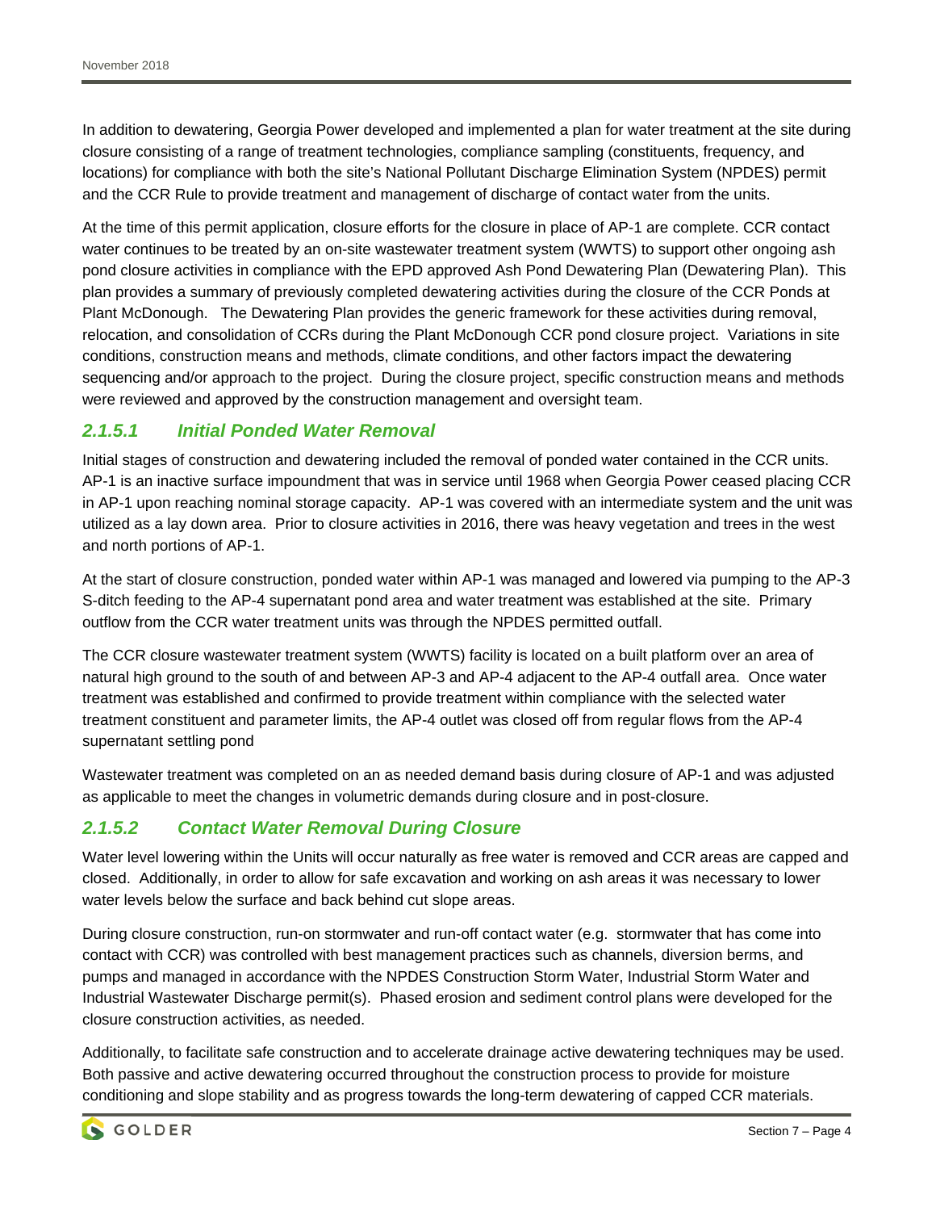In addition to dewatering, Georgia Power developed and implemented a plan for water treatment at the site during closure consisting of a range of treatment technologies, compliance sampling (constituents, frequency, and locations) for compliance with both the site's National Pollutant Discharge Elimination System (NPDES) permit and the CCR Rule to provide treatment and management of discharge of contact water from the units.

At the time of this permit application, closure efforts for the closure in place of AP-1 are complete. CCR contact water continues to be treated by an on-site wastewater treatment system (WWTS) to support other ongoing ash pond closure activities in compliance with the EPD approved Ash Pond Dewatering Plan (Dewatering Plan). This plan provides a summary of previously completed dewatering activities during the closure of the CCR Ponds at Plant McDonough. The Dewatering Plan provides the generic framework for these activities during removal, relocation, and consolidation of CCRs during the Plant McDonough CCR pond closure project. Variations in site conditions, construction means and methods, climate conditions, and other factors impact the dewatering sequencing and/or approach to the project. During the closure project, specific construction means and methods were reviewed and approved by the construction management and oversight team.

#### *2.1.5.1 Initial Ponded Water Removal*

Initial stages of construction and dewatering included the removal of ponded water contained in the CCR units. AP-1 is an inactive surface impoundment that was in service until 1968 when Georgia Power ceased placing CCR in AP-1 upon reaching nominal storage capacity. AP-1 was covered with an intermediate system and the unit was utilized as a lay down area. Prior to closure activities in 2016, there was heavy vegetation and trees in the west and north portions of AP-1.

At the start of closure construction, ponded water within AP-1 was managed and lowered via pumping to the AP-3 S-ditch feeding to the AP-4 supernatant pond area and water treatment was established at the site. Primary outflow from the CCR water treatment units was through the NPDES permitted outfall.

The CCR closure wastewater treatment system (WWTS) facility is located on a built platform over an area of natural high ground to the south of and between AP-3 and AP-4 adjacent to the AP-4 outfall area. Once water treatment was established and confirmed to provide treatment within compliance with the selected water treatment constituent and parameter limits, the AP-4 outlet was closed off from regular flows from the AP-4 supernatant settling pond

Wastewater treatment was completed on an as needed demand basis during closure of AP-1 and was adjusted as applicable to meet the changes in volumetric demands during closure and in post-closure.

#### *2.1.5.2 Contact Water Removal During Closure*

Water level lowering within the Units will occur naturally as free water is removed and CCR areas are capped and closed. Additionally, in order to allow for safe excavation and working on ash areas it was necessary to lower water levels below the surface and back behind cut slope areas.

During closure construction, run-on stormwater and run-off contact water (e.g. stormwater that has come into contact with CCR) was controlled with best management practices such as channels, diversion berms, and pumps and managed in accordance with the NPDES Construction Storm Water, Industrial Storm Water and Industrial Wastewater Discharge permit(s). Phased erosion and sediment control plans were developed for the closure construction activities, as needed.

Additionally, to facilitate safe construction and to accelerate drainage active dewatering techniques may be used. Both passive and active dewatering occurred throughout the construction process to provide for moisture conditioning and slope stability and as progress towards the long-term dewatering of capped CCR materials.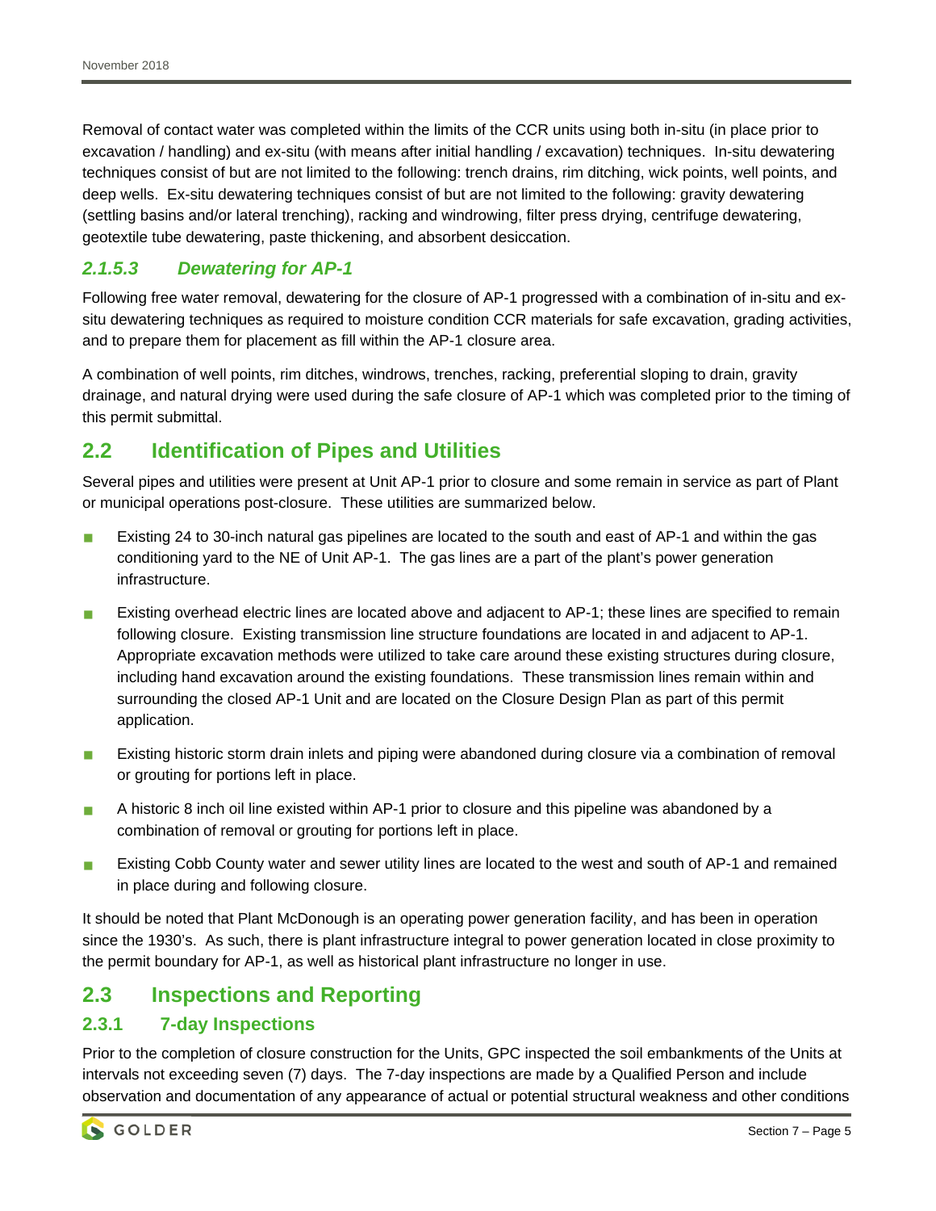Removal of contact water was completed within the limits of the CCR units using both in-situ (in place prior to excavation / handling) and ex-situ (with means after initial handling / excavation) techniques. In-situ dewatering techniques consist of but are not limited to the following: trench drains, rim ditching, wick points, well points, and deep wells. Ex-situ dewatering techniques consist of but are not limited to the following: gravity dewatering (settling basins and/or lateral trenching), racking and windrowing, filter press drying, centrifuge dewatering, geotextile tube dewatering, paste thickening, and absorbent desiccation.

#### *2.1.5.3 Dewatering for AP-1*

Following free water removal, dewatering for the closure of AP-1 progressed with a combination of in-situ and ex-situ dewatering techniques as required to moisture condition CCR materials for safe excavation, grading activities, and to prepare them for placement as fill within the AP-1 closure area.

A combination of well points, rim ditches, windrows, trenches, racking, preferential sloping to drain, gravity drainage, and natural drying were used during the safe closure of AP-1 which was completed prior to the timing of this permit submittal.

## 2.2 Identification of Pipes and Utilities

Several pipes and utilities were present at Unit AP-1 prior to closure and some remain in service as part of Plant or municipal operations post-closure. These utilities are summarized below.

- Existing 24 to 30-inch natural gas pipelines are located to the south and east of AP-1 and within the gas conditioning yard to the NE of Unit AP-1. The gas lines are a part of the plant's power generation infrastructure.
- Existing overhead electric lines are located above and adjacent to AP-1; these lines are specified to remain following closure. Existing transmission line structure foundations are located in and adjacent to AP-1. Appropriate excavation methods were utilized to take care around these existing structures during closure, including hand excavation around the existing foundations. These transmission lines remain within and surrounding the closed AP-1 Unit and are located on the Closure Design Plan as part of this permit application.
- Existing historic storm drain inlets and piping were abandoned during closure via a combination of removal or grouting for portions left in place.
- A historic 8 inch oil line existed within AP-1 prior to closure and this pipeline was abandoned by a combination of removal or grouting for portions left in place.
- Existing Cobb County water and sewer utility lines are located to the west and south of AP-1 and remained in place during and following closure.

It should be noted that Plant McDonough is an operating power generation facility, and has been in operation since the 1930's. As such, there is plant infrastructure integral to power generation located in close proximity to the permit boundary for AP-1, as well as historical plant infrastructure no longer in use.

## 2.3 Inspections and Reporting

### 2.3.1 7-day Inspections

Prior to the completion of closure construction for the Units, GPC inspected the soil embankments of the Units at intervals not exceeding seven (7) days. The 7-day inspections are made by a Qualified Person and include observation and documentation of any appearance of actual or potential structural weakness and other conditions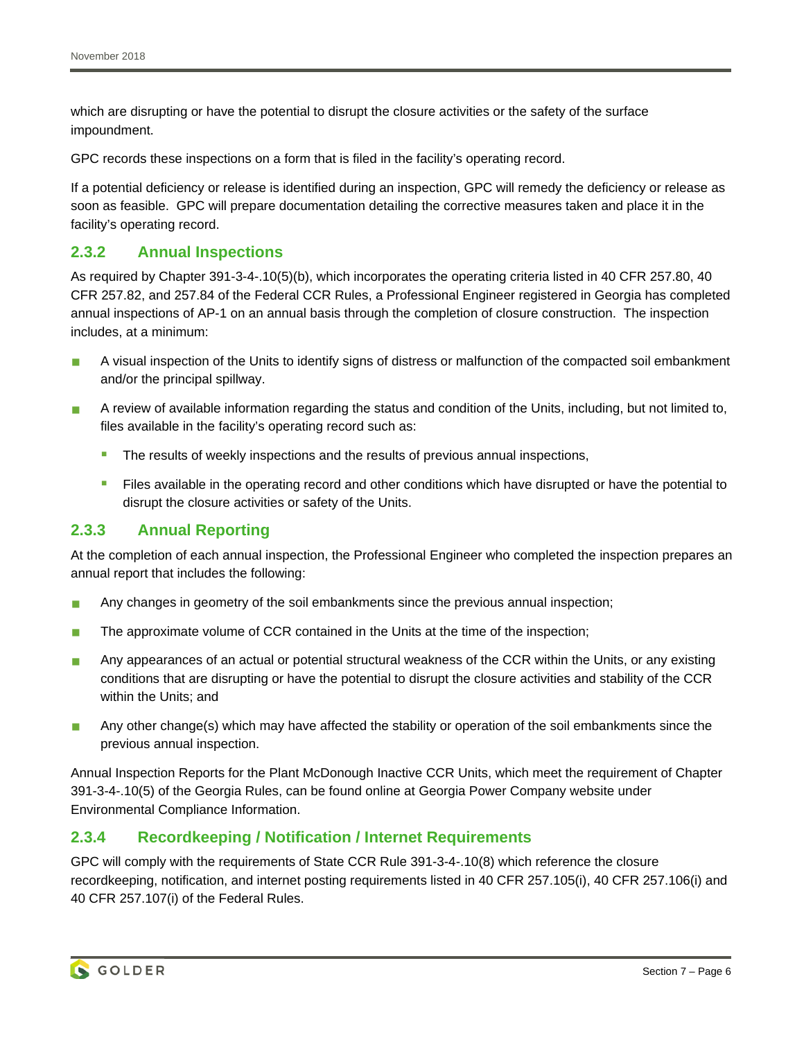which are disrupting or have the potential to disrupt the closure activities or the safety of the surface impoundment.

GPC records these inspections on a form that is filed in the facility's operating record.

If a potential deficiency or release is identified during an inspection, GPC will remedy the deficiency or release as soon as feasible. GPC will prepare documentation detailing the corrective measures taken and place it in the facility's operating record.

### 2.3.2 Annual Inspections

As required by Chapter 391-3-4-.10(5)(b), which incorporates the operating criteria listed in 40 CFR 257.80, 40 CFR 257.82, and 257.84 of the Federal CCR Rules, a Professional Engineer registered in Georgia has completed annual inspections of AP-1 on an annual basis through the completion of closure construction. The inspection includes, at a minimum:

- A visual inspection of the Units to identify signs of distress or malfunction of the compacted soil embankment and/or the principal spillway.
- A review of available information regarding the status and condition of the Units, including, but not limited to, files available in the facility's operating record such as:
  - The results of weekly inspections and the results of previous annual inspections,
  - Files available in the operating record and other conditions which have disrupted or have the potential to disrupt the closure activities or safety of the Units.

### 2.3.3 Annual Reporting

At the completion of each annual inspection, the Professional Engineer who completed the inspection prepares an annual report that includes the following:

- Any changes in geometry of the soil embankments since the previous annual inspection;
- The approximate volume of CCR contained in the Units at the time of the inspection;
- Any appearances of an actual or potential structural weakness of the CCR within the Units, or any existing conditions that are disrupting or have the potential to disrupt the closure activities and stability of the CCR within the Units; and
- Any other change(s) which may have affected the stability or operation of the soil embankments since the previous annual inspection.

Annual Inspection Reports for the Plant McDonough Inactive CCR Units, which meet the requirement of Chapter 391-3-4-.10(5) of the Georgia Rules, can be found online at Georgia Power Company website under Environmental Compliance Information.

### 2.3.4 Recordkeeping / Notification / Internet Requirements

GPC will comply with the requirements of State CCR Rule 391-3-4-.10(8) which reference the closure recordkeeping, notification, and internet posting requirements listed in 40 CFR 257.105(i), 40 CFR 257.106(i) and 40 CFR 257.107(i) of the Federal Rules.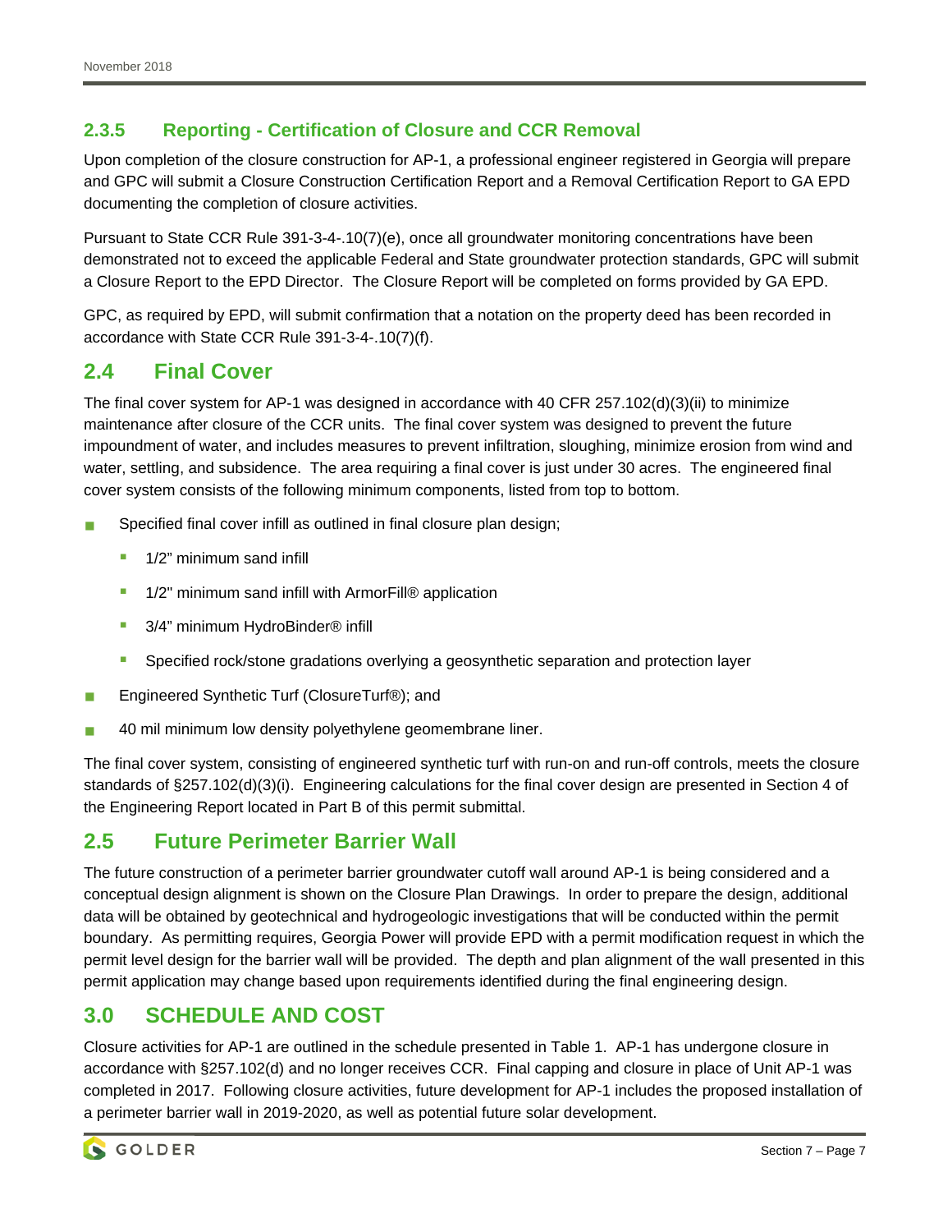### 2.3.5 Reporting - Certification of Closure and CCR Removal

Upon completion of the closure construction for AP-1, a professional engineer registered in Georgia will prepare and GPC will submit a Closure Construction Certification Report and a Removal Certification Report to GA EPD documenting the completion of closure activities.

Pursuant to State CCR Rule 391-3-4-.10(7)(e), once all groundwater monitoring concentrations have been demonstrated not to exceed the applicable Federal and State groundwater protection standards, GPC will submit a Closure Report to the EPD Director. The Closure Report will be completed on forms provided by GA EPD.

GPC, as required by EPD, will submit confirmation that a notation on the property deed has been recorded in accordance with State CCR Rule 391-3-4-.10(7)(f).

## 2.4 Final Cover

The final cover system for AP-1 was designed in accordance with 40 CFR 257.102(d)(3)(ii) to minimize maintenance after closure of the CCR units. The final cover system was designed to prevent the future impoundment of water, and includes measures to prevent infiltration, sloughing, minimize erosion from wind and water, settling, and subsidence. The area requiring a final cover is just under 30 acres. The engineered final cover system consists of the following minimum components, listed from top to bottom.

- Specified final cover infill as outlined in final closure plan design;
  - 1/2" minimum sand infill
  - 1/2" minimum sand infill with ArmorFill® application
  - 3/4" minimum HydroBinder® infill
  - Specified rock/stone gradations overlying a geosynthetic separation and protection layer
- Engineered Synthetic Turf (ClosureTurf®); and
- 40 mil minimum low density polyethylene geomembrane liner.

The final cover system, consisting of engineered synthetic turf with run-on and run-off controls, meets the closure standards of §257.102(d)(3)(i). Engineering calculations for the final cover design are presented in Section 4 of the Engineering Report located in Part B of this permit submittal.

## 2.5 Future Perimeter Barrier Wall

The future construction of a perimeter barrier groundwater cutoff wall around AP-1 is being considered and a conceptual design alignment is shown on the Closure Plan Drawings. In order to prepare the design, additional data will be obtained by geotechnical and hydrogeologic investigations that will be conducted within the permit boundary. As permitting requires, Georgia Power will provide EPD with a permit modification request in which the permit level design for the barrier wall will be provided. The depth and plan alignment of the wall presented in this permit application may change based upon requirements identified during the final engineering design.

# 3.0 SCHEDULE AND COST

Closure activities for AP-1 are outlined in the schedule presented in Table 1. AP-1 has undergone closure in accordance with §257.102(d) and no longer receives CCR. Final capping and closure in place of Unit AP-1 was completed in 2017. Following closure activities, future development for AP-1 includes the proposed installation of a perimeter barrier wall in 2019-2020, as well as potential future solar development.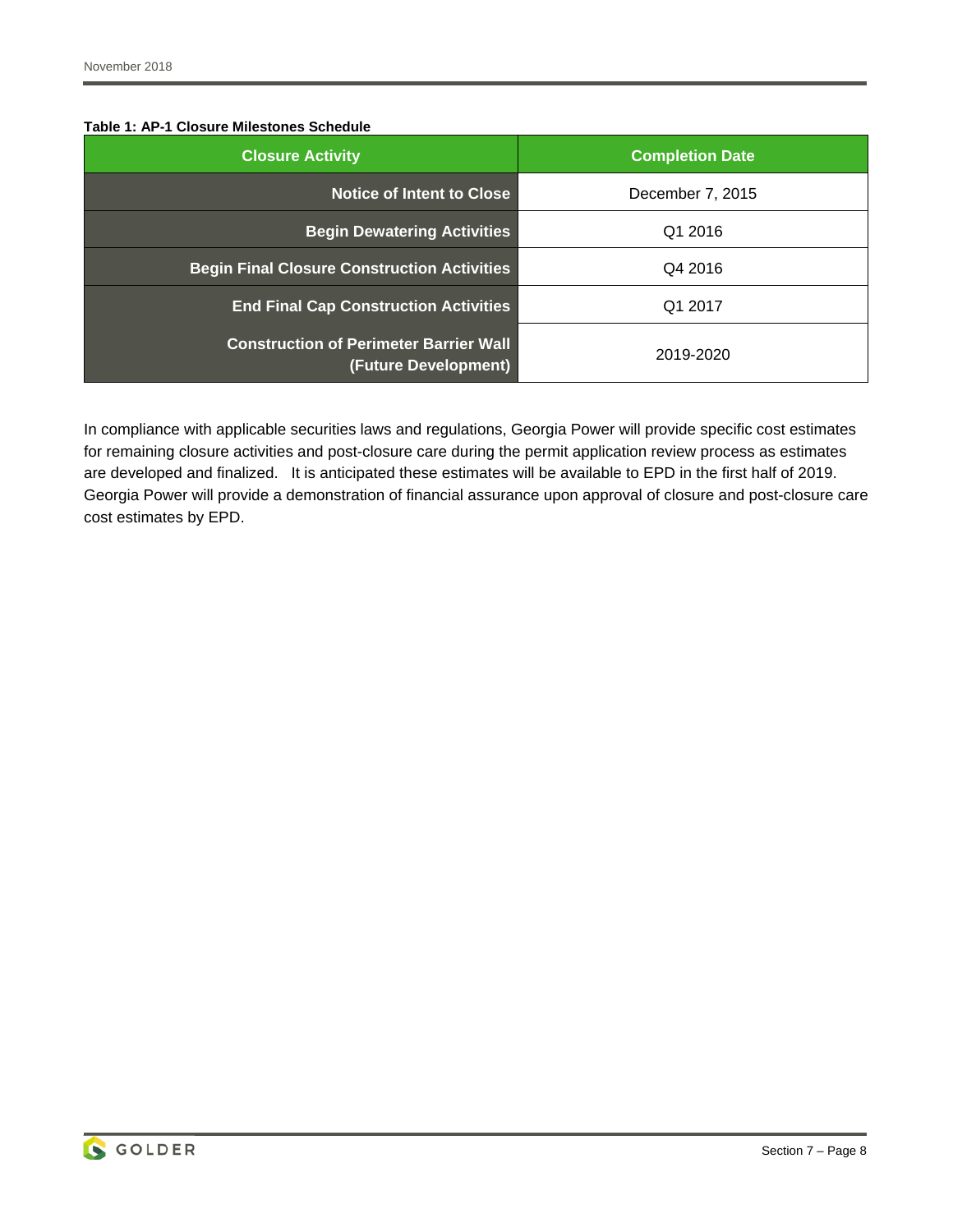**Table 1: AP-1 Closure Milestones Schedule**

| Closure Activity | Completion Date |
|---|---|
| **Notice of Intent to Close** | December 7, 2015 |
| **Begin Dewatering Activities** | Q1 2016 |
| **Begin Final Closure Construction Activities** | Q4 2016 |
| **End Final Cap Construction Activities** | Q1 2017 |
| **Construction of Perimeter Barrier Wall (Future Development)** | 2019-2020 |

In compliance with applicable securities laws and regulations, Georgia Power will provide specific cost estimates for remaining closure activities and post-closure care during the permit application review process as estimates are developed and finalized. It is anticipated these estimates will be available to EPD in the first half of 2019. Georgia Power will provide a demonstration of financial assurance upon approval of closure and post-closure care cost estimates by EPD.